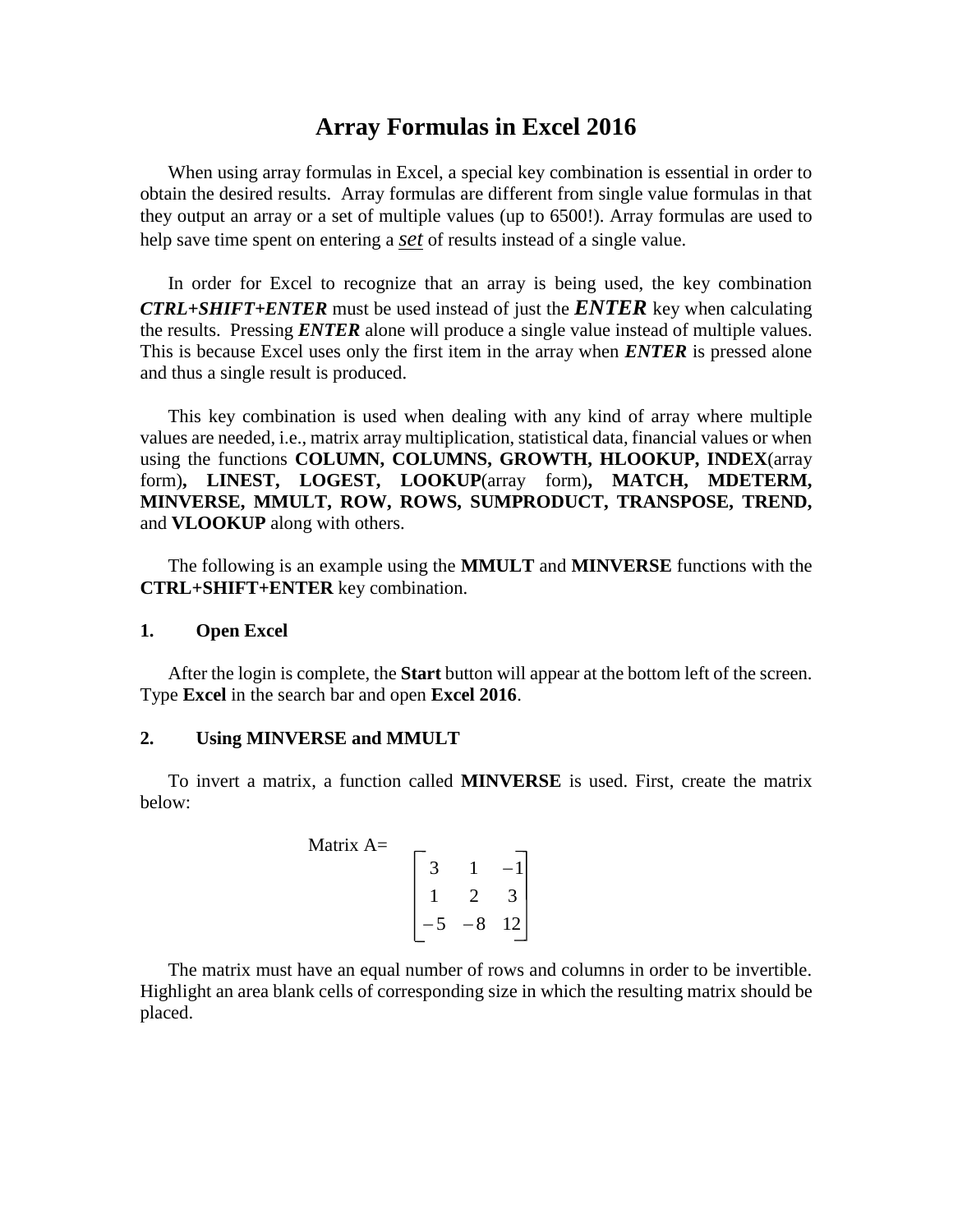# Array Formulas in Excel 2016

When using array formulas in Excel, a special key combination is essential in order to obtain the desired results. Array formulas are different from single value formulas in that they output an array or a set of multiple values (up to 6500!). Array formulas are used to help save time spent on entering a ***set*** of results instead of a single value.

In order for Excel to recognize that an array is being used, the key combination ***CTRL+SHIFT+ENTER*** must be used instead of just the ***ENTER*** key when calculating the results. Pressing ***ENTER*** alone will produce a single value instead of multiple values. This is because Excel uses only the first item in the array when ***ENTER*** is pressed alone and thus a single result is produced.

This key combination is used when dealing with any kind of array where multiple values are needed, i.e., matrix array multiplication, statistical data, financial values or when using the functions **COLUMN, COLUMNS, GROWTH, HLOOKUP, INDEX**(array form)**, LINEST, LOGEST, LOOKUP**(array form)**, MATCH, MDETERM, MINVERSE, MMULT, ROW, ROWS, SUMPRODUCT, TRANSPOSE, TREND,** and **VLOOKUP** along with others.

The following is an example using the **MMULT** and **MINVERSE** functions with the **CTRL+SHIFT+ENTER** key combination.

## 1. Open Excel

After the login is complete, the **Start** button will appear at the bottom left of the screen. Type **Excel** in the search bar and open **Excel 2016**.

## 2. Using MINVERSE and MMULT

To invert a matrix, a function called **MINVERSE** is used. First, create the matrix below:

$$\text{Matrix A} = \begin{bmatrix} 3 & 1 & -1 \\ 1 & 2 & 3 \\ -5 & -8 & 12 \end{bmatrix}$$

The matrix must have an equal number of rows and columns in order to be invertible. Highlight an area blank cells of corresponding size in which the resulting matrix should be placed.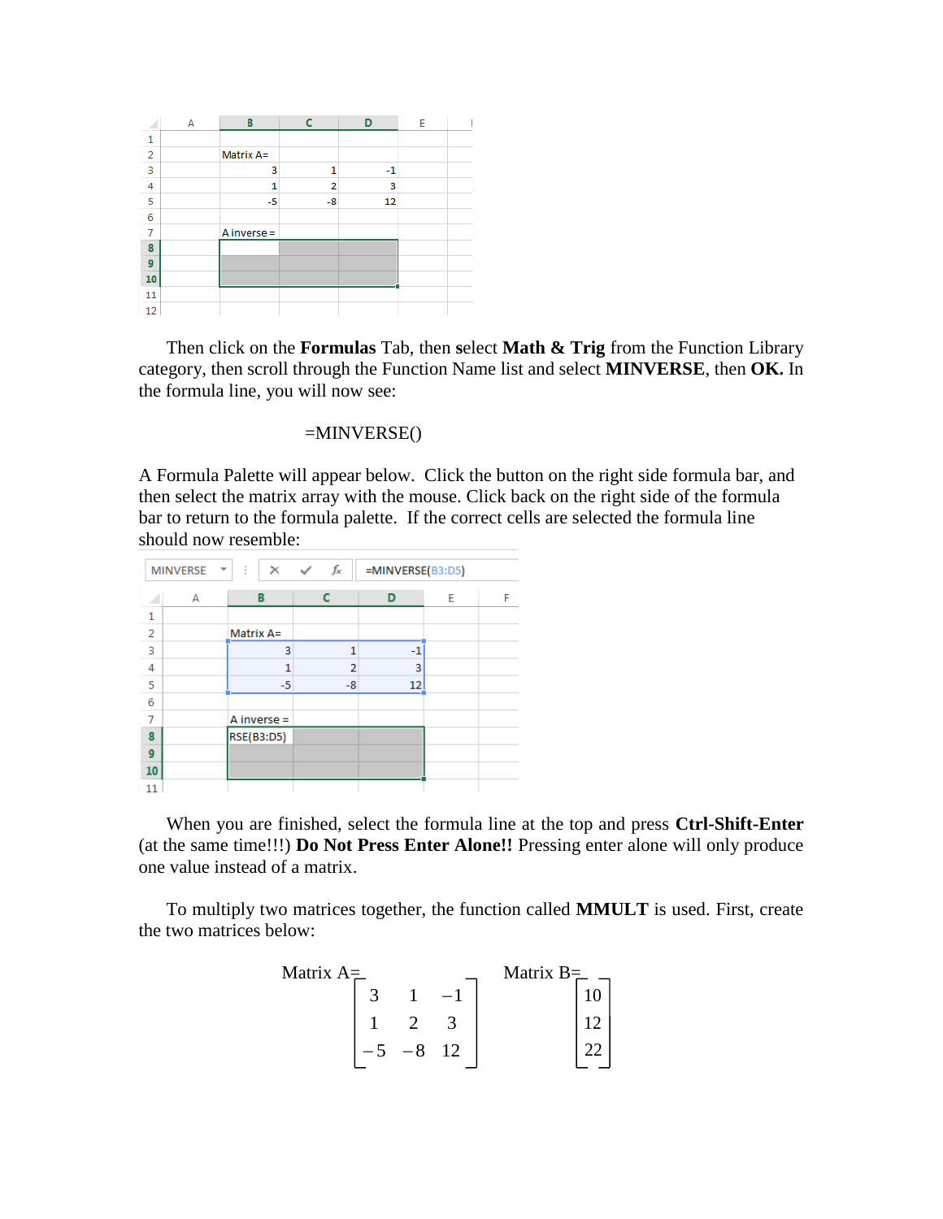|   | A | B | C | D | E |
|---|---|---|---|---|---|
| 1 | | | | | |
| 2 | | Matrix A= | | | |
| 3 | | 3 | 1 | -1 | |
| 4 | | 1 | 2 | 3 | |
| 5 | | -5 | -8 | 12 | |
| 6 | | | | | |
| 7 | | A inverse = | | | |
| 8 | | | | | |
| 9 | | | | | |
| 10 | | | | | |
| 11 | | | | | |
| 12 | | | | | |

Then click on the **Formulas** Tab, then select **Math & Trig** from the Function Library category, then scroll through the Function Name list and select **MINVERSE**, then **OK.** In the formula line, you will now see:

```
=MINVERSE()
```

A Formula Palette will appear below. Click the button on the right side formula bar, and then select the matrix array with the mouse. Click back on the right side of the formula bar to return to the formula palette. If the correct cells are selected the formula line should now resemble:

```
MINVERSE    =MINVERSE(B3:D5)
```

|   | A | B | C | D | E | F |
|---|---|---|---|---|---|---|
| 1 | | | | | | |
| 2 | | Matrix A= | | | | |
| 3 | | 3 | 1 | -1 | | |
| 4 | | 1 | 2 | 3 | | |
| 5 | | -5 | -8 | 12 | | |
| 6 | | | | | | |
| 7 | | A inverse = | | | | |
| 8 | | RSE(B3:D5) | | | | |
| 9 | | | | | | |
| 10 | | | | | | |
| 11 | | | | | | |

When you are finished, select the formula line at the top and press **Ctrl-Shift-Enter** (at the same time!!!) **Do Not Press Enter Alone!!** Pressing enter alone will only produce one value instead of a matrix.

To multiply two matrices together, the function called **MMULT** is used. First, create the two matrices below:

$$\text{Matrix A=}\begin{bmatrix} 3 & 1 & -1 \\ 1 & 2 & 3 \\ -5 & -8 & 12 \end{bmatrix} \qquad \text{Matrix B=}\begin{bmatrix} 10 \\ 12 \\ 22 \end{bmatrix}$$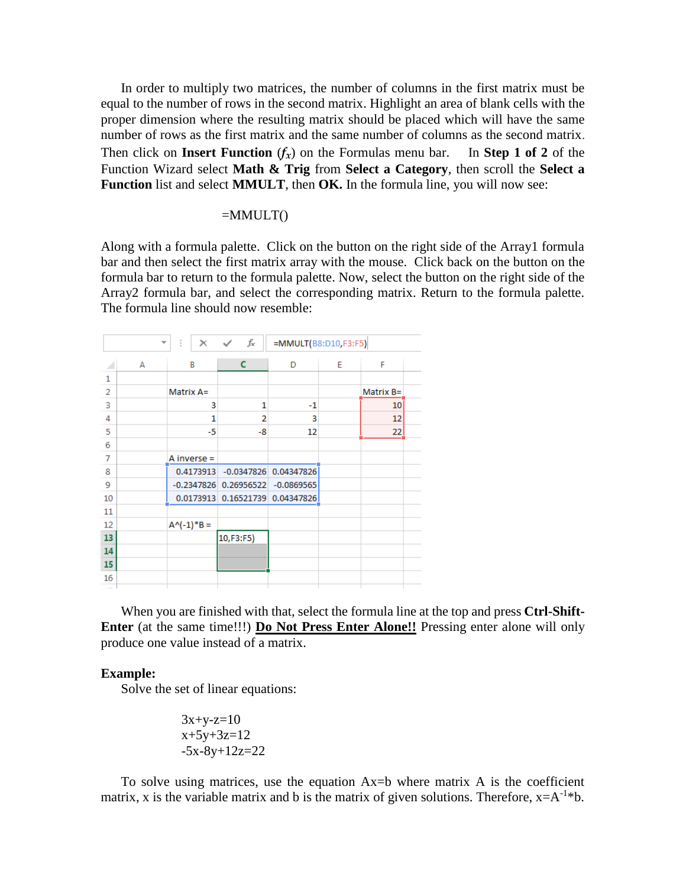In order to multiply two matrices, the number of columns in the first matrix must be equal to the number of rows in the second matrix. Highlight an area of blank cells with the proper dimension where the resulting matrix should be placed which will have the same number of rows as the first matrix and the same number of columns as the second matrix. Then click on **Insert Function** ($f_x$) on the Formulas menu bar. In **Step 1 of 2** of the Function Wizard select **Math & Trig** from **Select a Category**, then scroll the **Select a Function** list and select **MMULT**, then **OK.** In the formula line, you will now see:

=MMULT()

Along with a formula palette. Click on the button on the right side of the Array1 formula bar and then select the first matrix array with the mouse. Click back on the button on the formula bar to return to the formula palette. Now, select the button on the right side of the Array2 formula bar, and select the corresponding matrix. Return to the formula palette. The formula line should now resemble:

=MMULT(B8:D10,F3:F5)

| | A | B | C | D | E | F |
|---|---|---|---|---|---|---|
| 1 | | | | | | |
| 2 | | Matrix A= | | | | Matrix B= |
| 3 | | 3 | 1 | -1 | | 10 |
| 4 | | 1 | 2 | 3 | | 12 |
| 5 | | -5 | -8 | 12 | | 22 |
| 6 | | | | | | |
| 7 | | A inverse = | | | | |
| 8 | | 0.4173913 | -0.0347826 | 0.04347826 | | |
| 9 | | -0.2347826 | 0.26956522 | -0.0869565 | | |
| 10 | | 0.0173913 | 0.16521739 | 0.04347826 | | |
| 11 | | | | | | |
| 12 | | A^(-1)*B = | | | | |
| 13 | | | 10,F3:F5) | | | |
| 14 | | | | | | |
| 15 | | | | | | |
| 16 | | | | | | |

When you are finished with that, select the formula line at the top and press **Ctrl-Shift-Enter** (at the same time!!!) **<u>Do Not Press Enter Alone!!</u>** Pressing enter alone will only produce one value instead of a matrix.

**Example:**

Solve the set of linear equations:

$$3x+y-z=10$$
$$x+5y+3z=12$$
$$-5x-8y+12z=22$$

To solve using matrices, use the equation Ax=b where matrix A is the coefficient matrix, x is the variable matrix and b is the matrix of given solutions. Therefore, $x=A^{-1}*b$.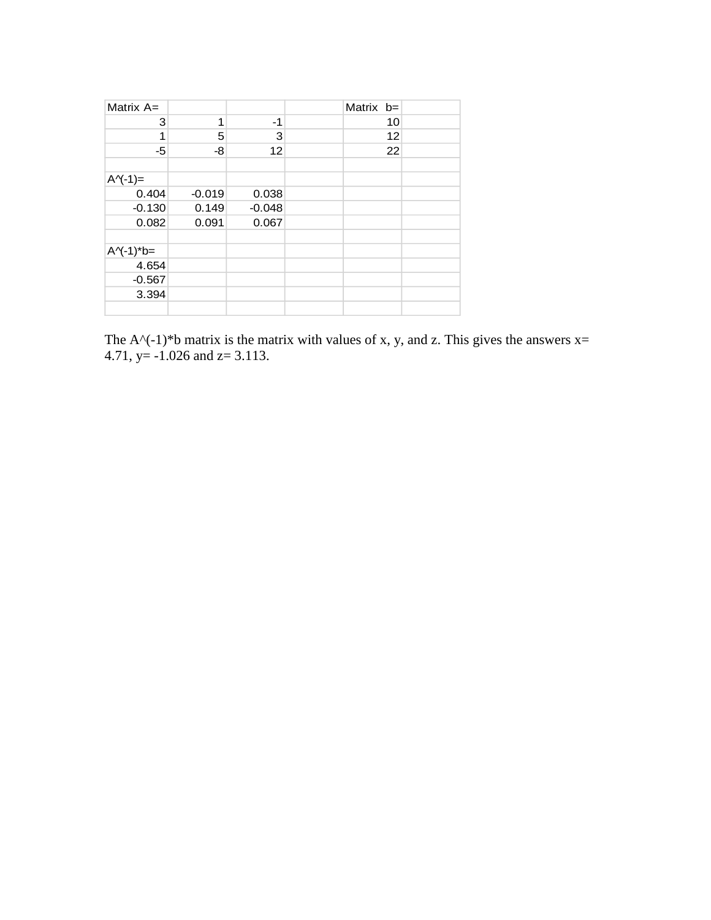| | | | | | |
|---|---|---|---|---|---|
| Matrix A= | | | | Matrix  b= | |
| 3 | 1 | -1 | | 10 | |
| 1 | 5 | 3 | | 12 | |
| -5 | -8 | 12 | | 22 | |
| | | | | | |
| A^(-1)= | | | | | |
| 0.404 | -0.019 | 0.038 | | | |
| -0.130 | 0.149 | -0.048 | | | |
| 0.082 | 0.091 | 0.067 | | | |
| | | | | | |
| A^(-1)*b= | | | | | |
| 4.654 | | | | | |
| -0.567 | | | | | |
| 3.394 | | | | | |
| | | | | | |

The A^(-1)*b matrix is the matrix with values of x, y, and z. This gives the answers x= 4.71, y= -1.026 and z= 3.113.